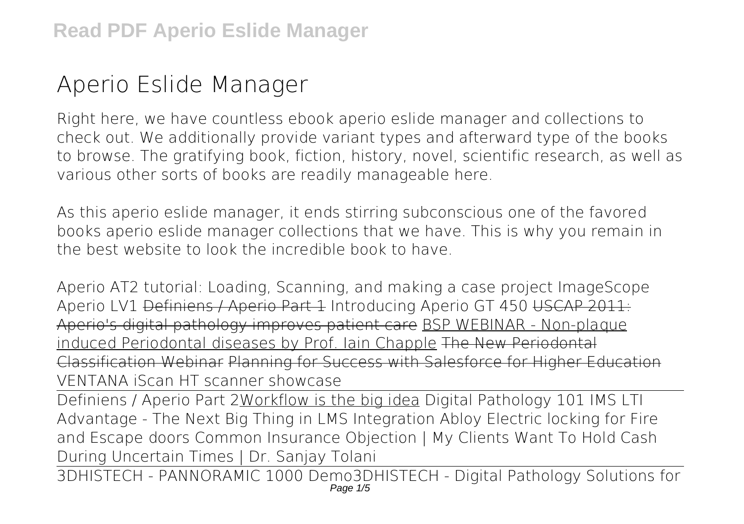# Aperio Eslide Manager

Right here, we have countless ebook aperio eslide manager and collections to check out. We additionally provide variant types and afterward type of the books to browse. The gratifying book, fiction, history, novel, scientific research, as well as various other sorts of books are readily manageable here.

As this aperio eslide manager, it ends stirring subconscious one of the favored books aperio eslide manager collections that we have. This is why you remain in the best website to look the incredible book to have.

Aperio AT2 tutorial: Loading, Scanning, and making a case project ImageScope Aperio LV1 ~~Definiens / Aperio Part 1~~ Introducing Aperio GT 450 ~~USCAP 2011: Aperio's digital pathology improves patient care~~ BSP WEBINAR - Non-plaque induced Periodontal diseases by Prof. Iain Chapple ~~The New Periodontal Classification Webinar~~ ~~Planning for Success with Salesforce for Higher Education~~ VENTANA iScan HT scanner showcase

Definiens / Aperio Part 2Workflow is the big idea Digital Pathology 101 IMS LTI Advantage - The Next Big Thing in LMS Integration Abloy Electric locking for Fire and Escape doors Common Insurance Objection | My Clients Want To Hold Cash During Uncertain Times | Dr. Sanjay Tolani

3DHISTECH - PANNORAMIC 1000 Demo3DHISTECH - Digital Pathology Solutions for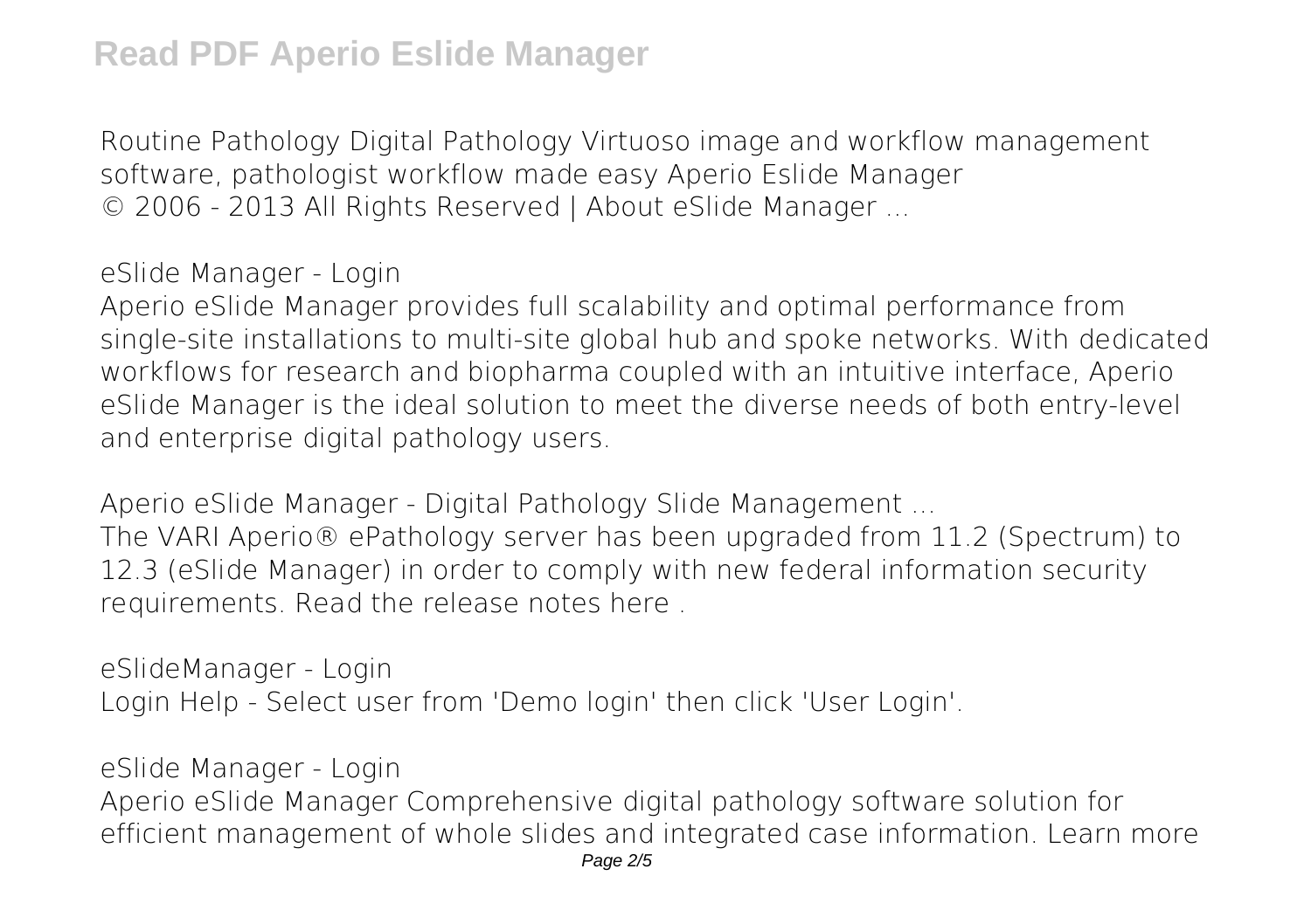Routine Pathology Digital Pathology Virtuoso image and workflow management software, pathologist workflow made easy Aperio Eslide Manager
© 2006 - 2013 All Rights Reserved | About eSlide Manager ...

eSlide Manager - Login

Aperio eSlide Manager provides full scalability and optimal performance from single-site installations to multi-site global hub and spoke networks. With dedicated workflows for research and biopharma coupled with an intuitive interface, Aperio eSlide Manager is the ideal solution to meet the diverse needs of both entry-level and enterprise digital pathology users.

Aperio eSlide Manager - Digital Pathology Slide Management ...

The VARI Aperio® ePathology server has been upgraded from 11.2 (Spectrum) to 12.3 (eSlide Manager) in order to comply with new federal information security requirements. Read the release notes here .

eSlideManager - Login

Login Help - Select user from 'Demo login' then click 'User Login'.

eSlide Manager - Login

Aperio eSlide Manager Comprehensive digital pathology software solution for efficient management of whole slides and integrated case information. Learn more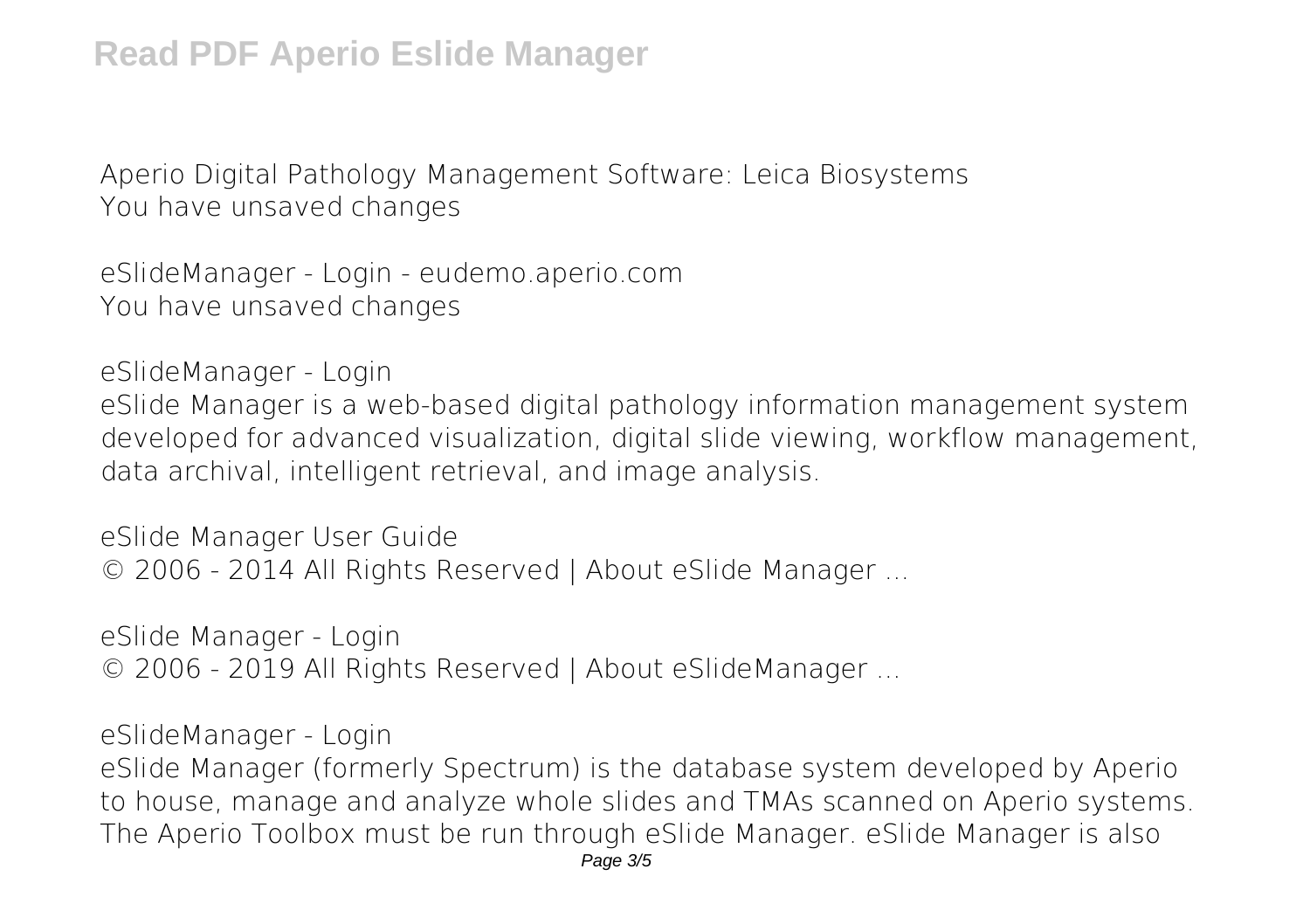Aperio Digital Pathology Management Software: Leica Biosystems
You have unsaved changes

eSlideManager - Login - eudemo.aperio.com
You have unsaved changes

eSlideManager - Login
eSlide Manager is a web-based digital pathology information management system developed for advanced visualization, digital slide viewing, workflow management, data archival, intelligent retrieval, and image analysis.

eSlide Manager User Guide
© 2006 - 2014 All Rights Reserved | About eSlide Manager ...

eSlide Manager - Login
© 2006 - 2019 All Rights Reserved | About eSlideManager ...

eSlideManager - Login
eSlide Manager (formerly Spectrum) is the database system developed by Aperio to house, manage and analyze whole slides and TMAs scanned on Aperio systems. The Aperio Toolbox must be run through eSlide Manager. eSlide Manager is also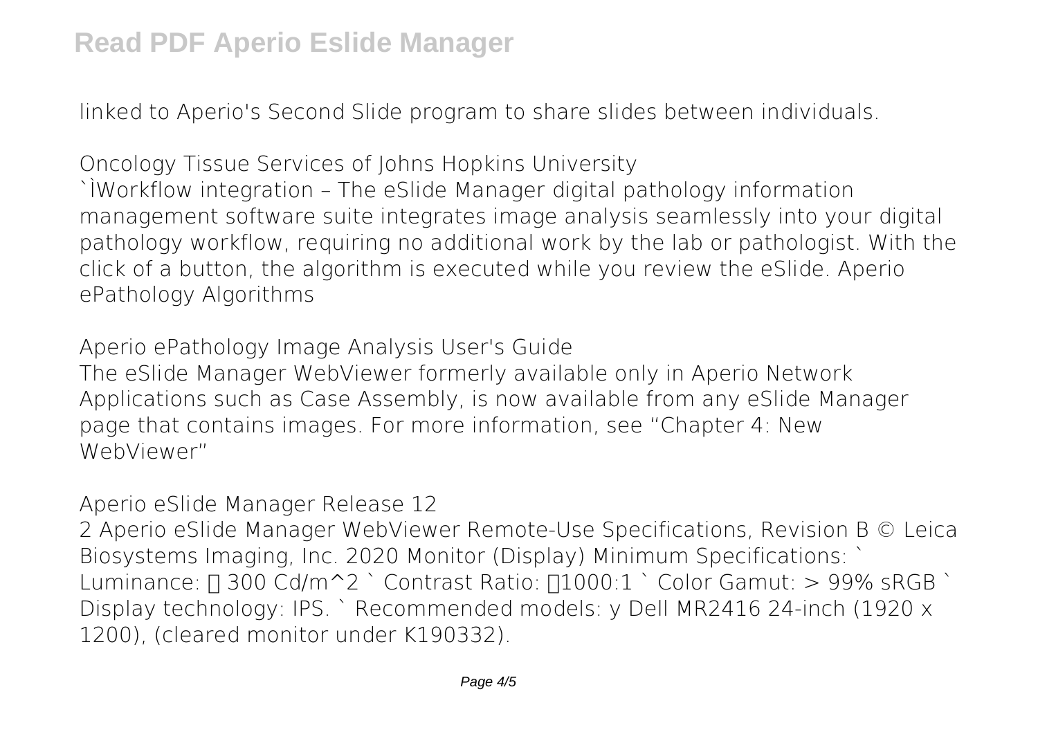linked to Aperio's Second Slide program to share slides between individuals.

Oncology Tissue Services of Johns Hopkins University

`ÌWorkflow integration – The eSlide Manager digital pathology information management software suite integrates image analysis seamlessly into your digital pathology workflow, requiring no additional work by the lab or pathologist. With the click of a button, the algorithm is executed while you review the eSlide. Aperio ePathology Algorithms

Aperio ePathology Image Analysis User's Guide

The eSlide Manager WebViewer formerly available only in Aperio Network Applications such as Case Assembly, is now available from any eSlide Manager page that contains images. For more information, see "Chapter 4: New WebViewer"

Aperio eSlide Manager Release 12

2 Aperio eSlide Manager WebViewer Remote-Use Specifications, Revision B © Leica Biosystems Imaging, Inc. 2020 Monitor (Display) Minimum Specifications: ` Luminance:  300 Cd/m^2 ` Contrast Ratio: 1000:1 ` Color Gamut: > 99% sRGB ` Display technology: IPS. ` Recommended models: y Dell MR2416 24-inch (1920 x 1200), (cleared monitor under K190332).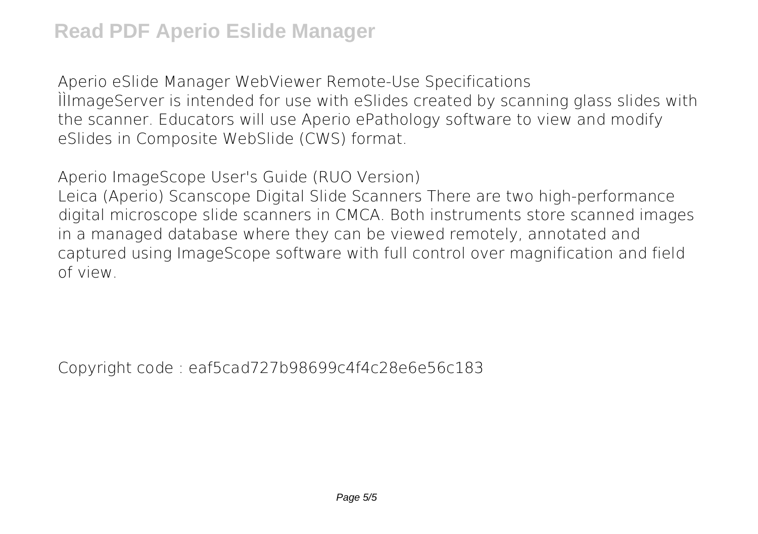Aperio eSlide Manager WebViewer Remote-Use Specifications
ÌÌImageServer is intended for use with eSlides created by scanning glass slides with the scanner. Educators will use Aperio ePathology software to view and modify eSlides in Composite WebSlide (CWS) format.

Aperio ImageScope User's Guide (RUO Version)
Leica (Aperio) Scanscope Digital Slide Scanners There are two high-performance digital microscope slide scanners in CMCA. Both instruments store scanned images in a managed database where they can be viewed remotely, annotated and captured using ImageScope software with full control over magnification and field of view.

Copyright code : eaf5cad727b98699c4f4c28e6e56c183